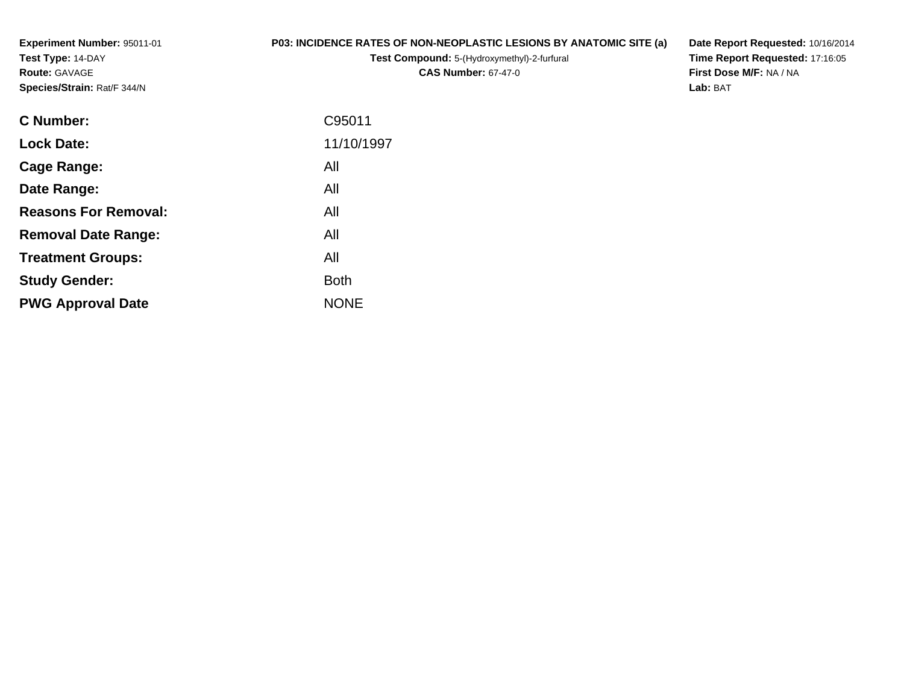**Experiment Number:** 95011-01
**Test Type:** 14-DAY
**Route:** GAVAGE
**Species/Strain:** Rat/F 344/N

**P03: INCIDENCE RATES OF NON-NEOPLASTIC LESIONS BY ANATOMIC SITE (a)**
**Test Compound:** 5-(Hydroxymethyl)-2-furfural
**CAS Number:** 67-47-0

**Date Report Requested:** 10/16/2014
**Time Report Requested:** 17:16:05
**First Dose M/F:** NA / NA
**Lab:** BAT

| | |
|---|---|
| **C Number:** | C95011 |
| **Lock Date:** | 11/10/1997 |
| **Cage Range:** | All |
| **Date Range:** | All |
| **Reasons For Removal:** | All |
| **Removal Date Range:** | All |
| **Treatment Groups:** | All |
| **Study Gender:** | Both |
| **PWG Approval Date** | NONE |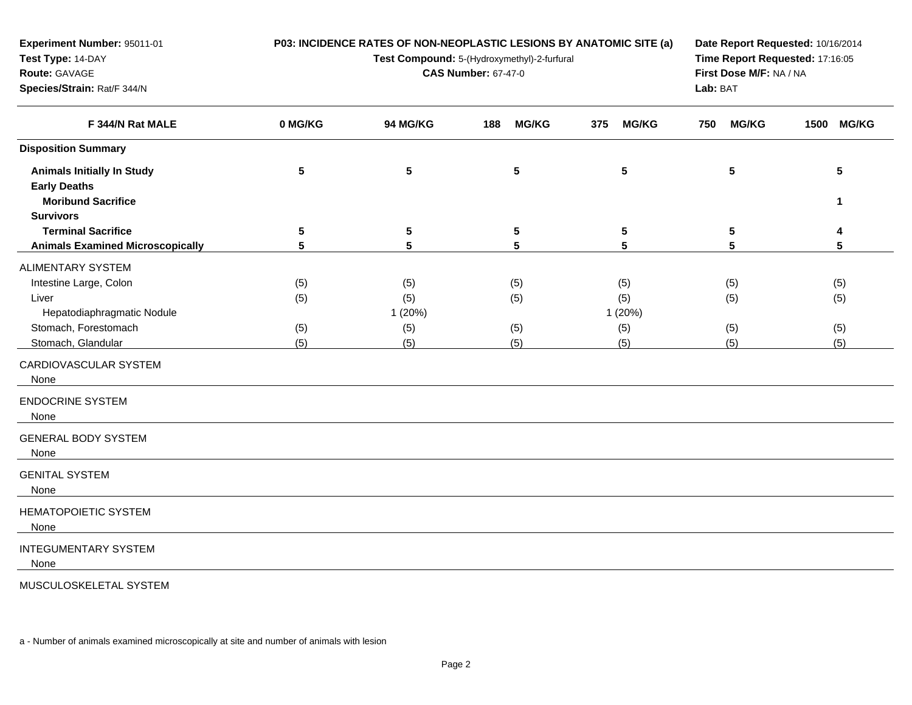**Experiment Number:** 95011-01
**Test Type:** 14-DAY
**Route:** GAVAGE
**Species/Strain:** Rat/F 344/N

**P03: INCIDENCE RATES OF NON-NEOPLASTIC LESIONS BY ANATOMIC SITE (a)**
**Test Compound:** 5-(Hydroxymethyl)-2-furfural
**CAS Number:** 67-47-0

**Date Report Requested:** 10/16/2014
**Time Report Requested:** 17:16:05
**First Dose M/F:** NA / NA
**Lab:** BAT

| F 344/N Rat MALE | 0 MG/KG | 94 MG/KG | 188 MG/KG | 375 MG/KG | 750 MG/KG | 1500 MG/KG |
|---|---|---|---|---|---|---|
| **Disposition Summary** | | | | | | |
| **Animals Initially In Study** | 5 | 5 | 5 | 5 | 5 | 5 |
| **Early Deaths** | | | | | | |
| **Moribund Sacrifice** | | | | | | 1 |
| **Survivors** | | | | | | |
| **Terminal Sacrifice** | 5 | 5 | 5 | 5 | 5 | 4 |
| **Animals Examined Microscopically** | 5 | 5 | 5 | 5 | 5 | 5 |
| ALIMENTARY SYSTEM | | | | | | |
| Intestine Large, Colon | (5) | (5) | (5) | (5) | (5) | (5) |
| Liver | (5) | (5) | (5) | (5) | (5) | (5) |
| Hepatodiaphragmatic Nodule | | 1 (20%) | | 1 (20%) | | |
| Stomach, Forestomach | (5) | (5) | (5) | (5) | (5) | (5) |
| Stomach, Glandular | (5) | (5) | (5) | (5) | (5) | (5) |
| CARDIOVASCULAR SYSTEM | | | | | | |
| None | | | | | | |
| ENDOCRINE SYSTEM | | | | | | |
| None | | | | | | |
| GENERAL BODY SYSTEM | | | | | | |
| None | | | | | | |
| GENITAL SYSTEM | | | | | | |
| None | | | | | | |
| HEMATOPOIETIC SYSTEM | | | | | | |
| None | | | | | | |
| INTEGUMENTARY SYSTEM | | | | | | |
| None | | | | | | |
| MUSCULOSKELETAL SYSTEM | | | | | | |

a - Number of animals examined microscopically at site and number of animals with lesion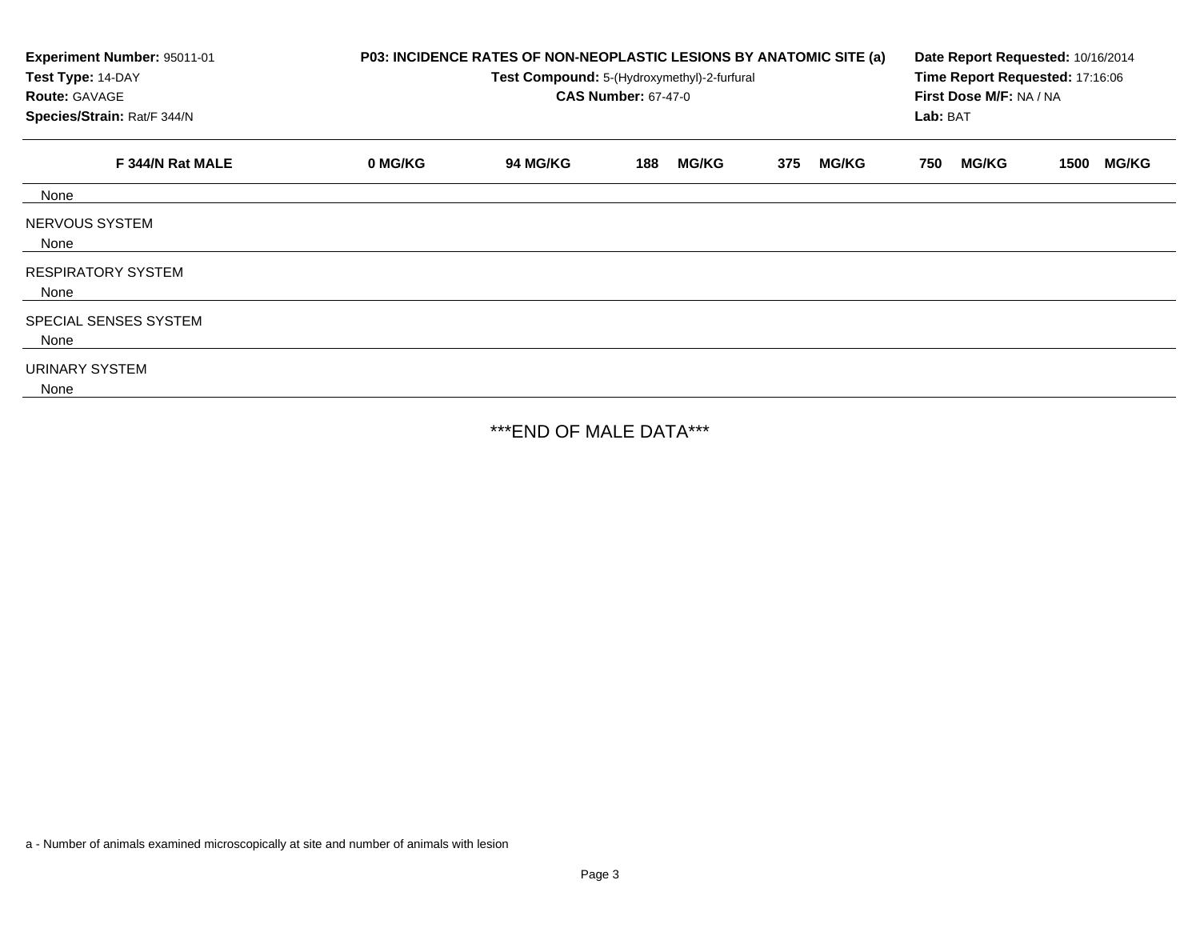**Experiment Number:** 95011-01
**Test Type:** 14-DAY
**Route:** GAVAGE
**Species/Strain:** Rat/F 344/N

**P03: INCIDENCE RATES OF NON-NEOPLASTIC LESIONS BY ANATOMIC SITE (a)**
**Test Compound:** 5-(Hydroxymethyl)-2-furfural
**CAS Number:** 67-47-0

**Date Report Requested:** 10/16/2014
**Time Report Requested:** 17:16:06
**First Dose M/F:** NA / NA
**Lab:** BAT

| F 344/N Rat MALE | 0 MG/KG | 94 MG/KG | 188 MG/KG | 375 MG/KG | 750 MG/KG | 1500 MG/KG |
|---|---|---|---|---|---|---|
| None | | | | | | |
| NERVOUS SYSTEM | | | | | | |
| None | | | | | | |
| RESPIRATORY SYSTEM | | | | | | |
| None | | | | | | |
| SPECIAL SENSES SYSTEM | | | | | | |
| None | | | | | | |
| URINARY SYSTEM | | | | | | |
| None | | | | | | |

***END OF MALE DATA***

a - Number of animals examined microscopically at site and number of animals with lesion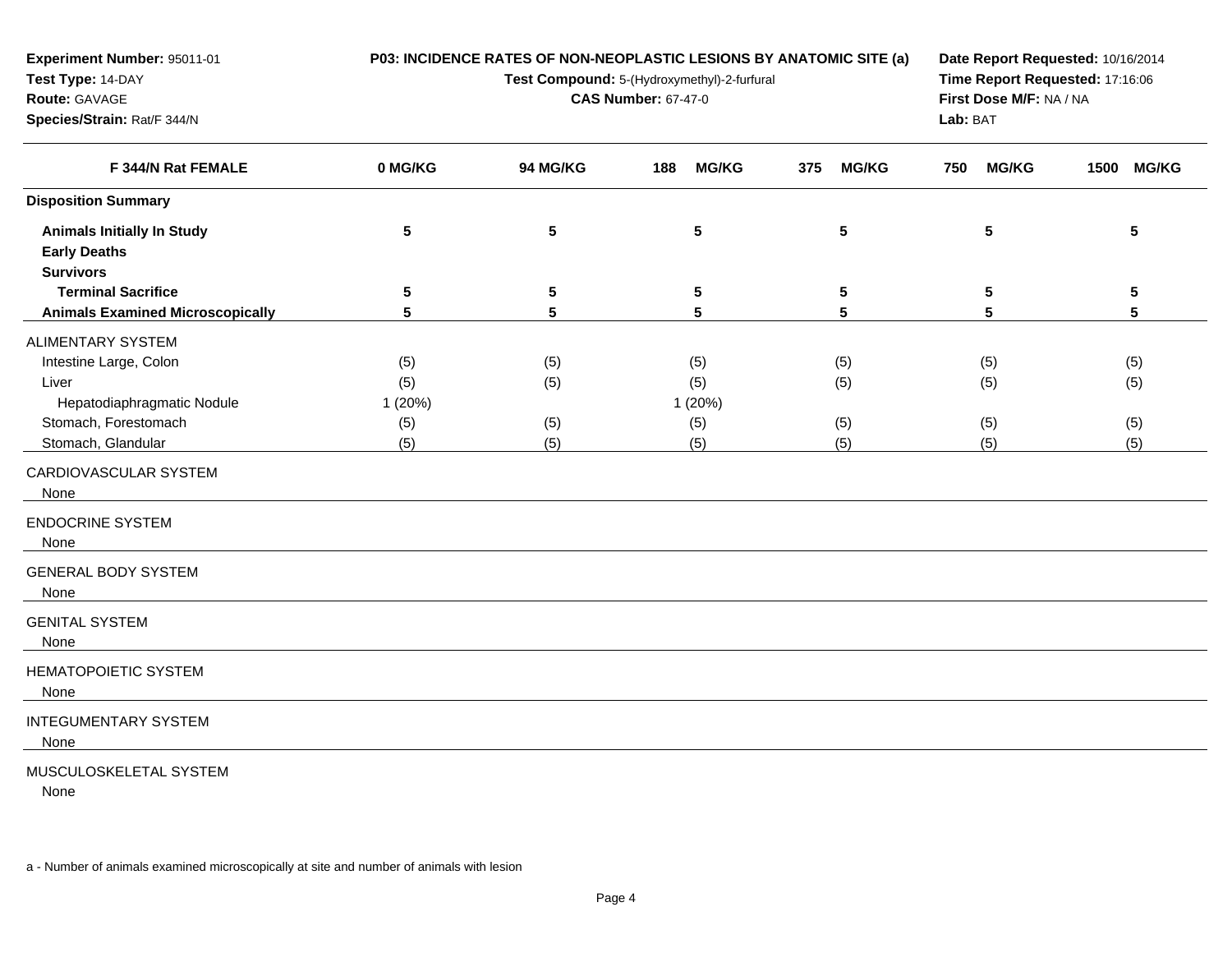**Experiment Number:** 95011-01
**Test Type:** 14-DAY
**Route:** GAVAGE
**Species/Strain:** Rat/F 344/N

**P03: INCIDENCE RATES OF NON-NEOPLASTIC LESIONS BY ANATOMIC SITE (a)**
**Test Compound:** 5-(Hydroxymethyl)-2-furfural
**CAS Number:** 67-47-0

**Date Report Requested:** 10/16/2014
**Time Report Requested:** 17:16:06
**First Dose M/F:** NA / NA
**Lab:** BAT

| F 344/N Rat FEMALE | 0 MG/KG | 94 MG/KG | 188 MG/KG | 375 MG/KG | 750 MG/KG | 1500 MG/KG |
|---|---|---|---|---|---|---|
| **Disposition Summary** | | | | | | |
| **Animals Initially In Study** | 5 | 5 | 5 | 5 | 5 | 5 |
| **Early Deaths** | | | | | | |
| **Survivors** | | | | | | |
| **Terminal Sacrifice** | 5 | 5 | 5 | 5 | 5 | 5 |
| **Animals Examined Microscopically** | 5 | 5 | 5 | 5 | 5 | 5 |
| ALIMENTARY SYSTEM | | | | | | |
| Intestine Large, Colon | (5) | (5) | (5) | (5) | (5) | (5) |
| Liver | (5) | (5) | (5) | (5) | (5) | (5) |
| Hepatodiaphragmatic Nodule | 1 (20%) | | 1 (20%) | | | |
| Stomach, Forestomach | (5) | (5) | (5) | (5) | (5) | (5) |
| Stomach, Glandular | (5) | (5) | (5) | (5) | (5) | (5) |
| CARDIOVASCULAR SYSTEM | | | | | | |
| None | | | | | | |
| ENDOCRINE SYSTEM | | | | | | |
| None | | | | | | |
| GENERAL BODY SYSTEM | | | | | | |
| None | | | | | | |
| GENITAL SYSTEM | | | | | | |
| None | | | | | | |
| HEMATOPOIETIC SYSTEM | | | | | | |
| None | | | | | | |
| INTEGUMENTARY SYSTEM | | | | | | |
| None | | | | | | |
| MUSCULOSKELETAL SYSTEM | | | | | | |
| None | | | | | | |

a - Number of animals examined microscopically at site and number of animals with lesion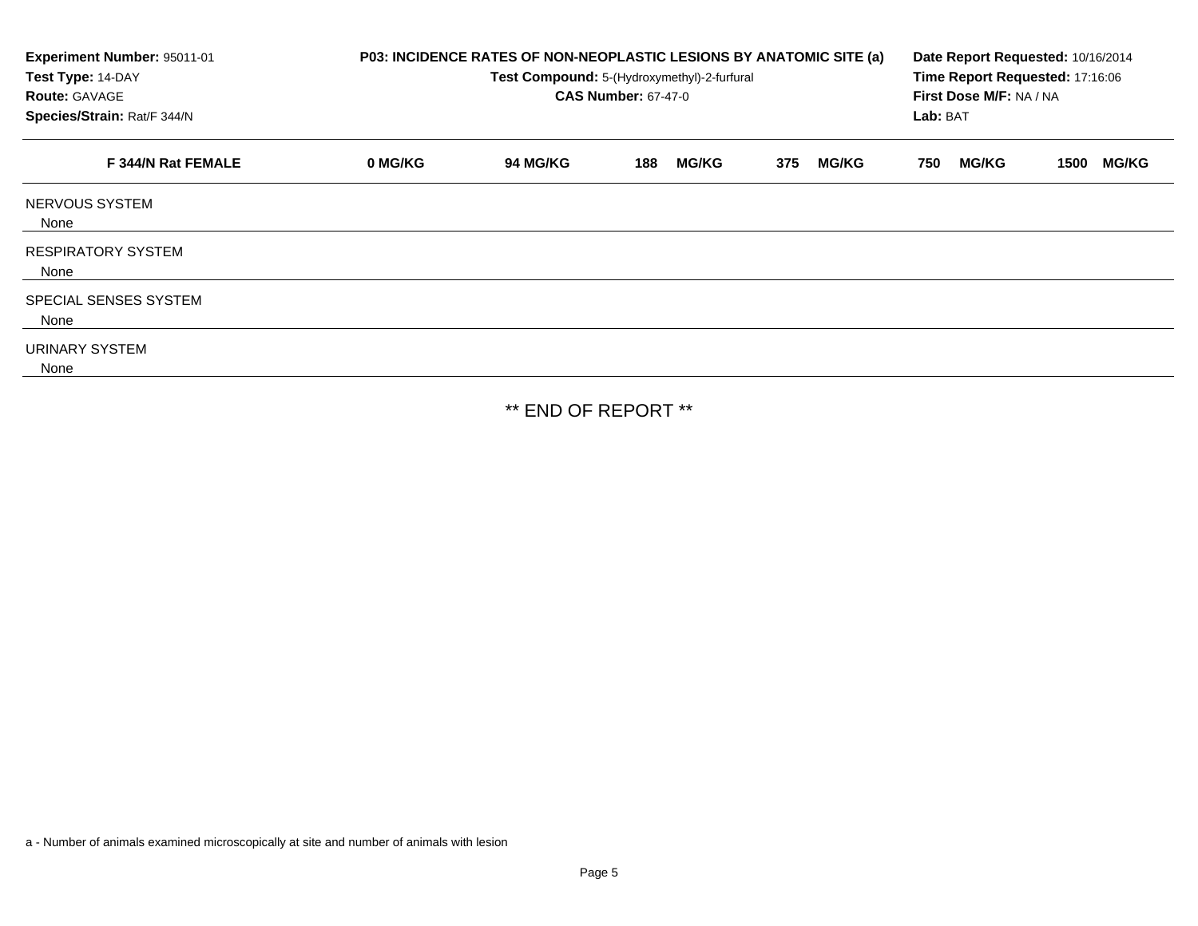**Experiment Number:** 95011-01
**Test Type:** 14-DAY
**Route:** GAVAGE
**Species/Strain:** Rat/F 344/N

**P03: INCIDENCE RATES OF NON-NEOPLASTIC LESIONS BY ANATOMIC SITE (a)**
**Test Compound:** 5-(Hydroxymethyl)-2-furfural
**CAS Number:** 67-47-0

**Date Report Requested:** 10/16/2014
**Time Report Requested:** 17:16:06
**First Dose M/F:** NA / NA
**Lab:** BAT

| F 344/N Rat FEMALE | 0 MG/KG | 94 MG/KG | 188 MG/KG | 375 MG/KG | 750 MG/KG | 1500 MG/KG |
|---|---|---|---|---|---|---|
| NERVOUS SYSTEM | | | | | | |
| None | | | | | | |
| RESPIRATORY SYSTEM | | | | | | |
| None | | | | | | |
| SPECIAL SENSES SYSTEM | | | | | | |
| None | | | | | | |
| URINARY SYSTEM | | | | | | |
| None | | | | | | |

** END OF REPORT **

a - Number of animals examined microscopically at site and number of animals with lesion